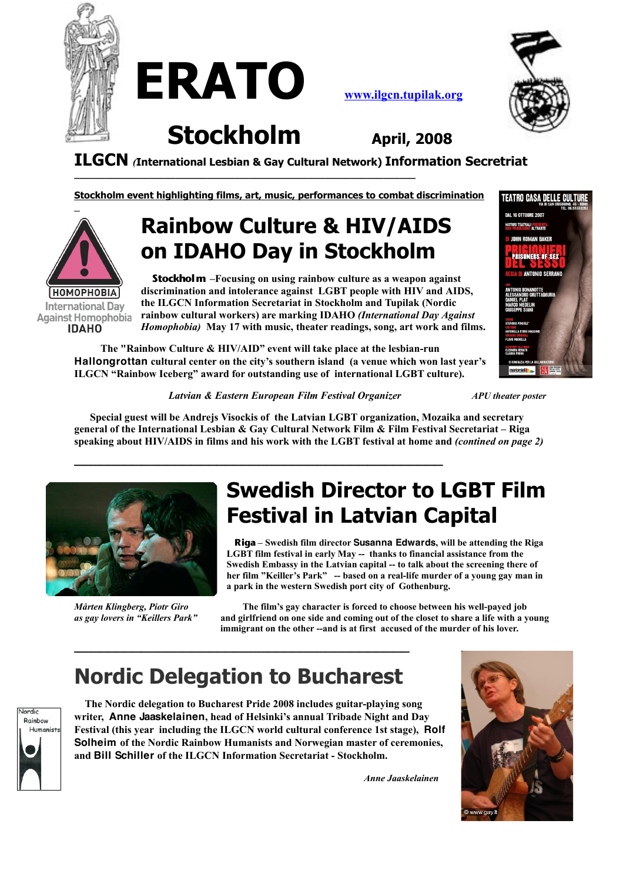# ERATO

www.ilgcn.tupilak.org

## Stockholm

**April, 2008**

**ILGCN** *(International Lesbian & Gay Cultural Network)* **Information Secretriat**

---

**Stockholm event highlighting films, art, music, performances to combat discrimination**

HOMOPHOBIA
International Day Against Homophobia
IDAHO

## Rainbow Culture & HIV/AIDS on IDAHO Day in Stockholm

**Stockholm** –Focusing on using rainbow culture as a weapon against discrimination and intolerance against LGBT people with HIV and AIDS, the ILGCN Information Secretariat in Stockholm and Tupilak (Nordic rainbow cultural workers) are marking IDAHO *(International Day Against Homophobia)* May 17 with music, theater readings, song, art work and films.

The "Rainbow Culture & HIV/AID" event will take place at the lesbian-run **Hallongrottan** cultural center on the city's southern island (a venue which won last year's ILGCN "Rainbow Iceberg" award for outstanding use of international LGBT culture).

*Latvian & Eastern European Film Festival Organizer*

*APU theater poster*

Special guest will be Andrejs Visockis of the Latvian LGBT organization, Mozaika and secretary general of the International Lesbian & Gay Cultural Network Film & Film Festival Secretariat – Riga speaking about HIV/AIDS in films and his work with the LGBT festival at home and *(contined on page 2)*

---

## Swedish Director to LGBT Film Festival in Latvian Capital

**Riga** – Swedish film director **Susanna Edwards**, will be attending the Riga LGBT film festival in early May -- thanks to financial assistance from the Swedish Embassy in the Latvian capital -- to talk about the screening there of her film "Keiller's Park" -- based on a real-life murder of a young gay man in a park in the western Swedish port city of Gothenburg.

*Mårten Klingberg, Piotr Giro as gay lovers in "Keillers Park"*

The film's gay character is forced to choose between his well-payed job and girlfriend on one side and coming out of the closet to share a life with a young immigrant on the other --and is at first accused of the murder of his lover.

---

## Nordic Delegation to Bucharest

The Nordic delegation to Bucharest Pride 2008 includes guitar-playing song writer, **Anne Jaaskelainen**, head of Helsinki's annual Tribade Night and Day Festival (this year including the ILGCN world cultural conference 1st stage), **Rolf Solheim** of the Nordic Rainbow Humanists and Norwegian master of ceremonies, and **Bill Schiller** of the ILGCN Information Secretariat - Stockholm.

Nordic Rainbow Humanists

*Anne Jaaskelainen*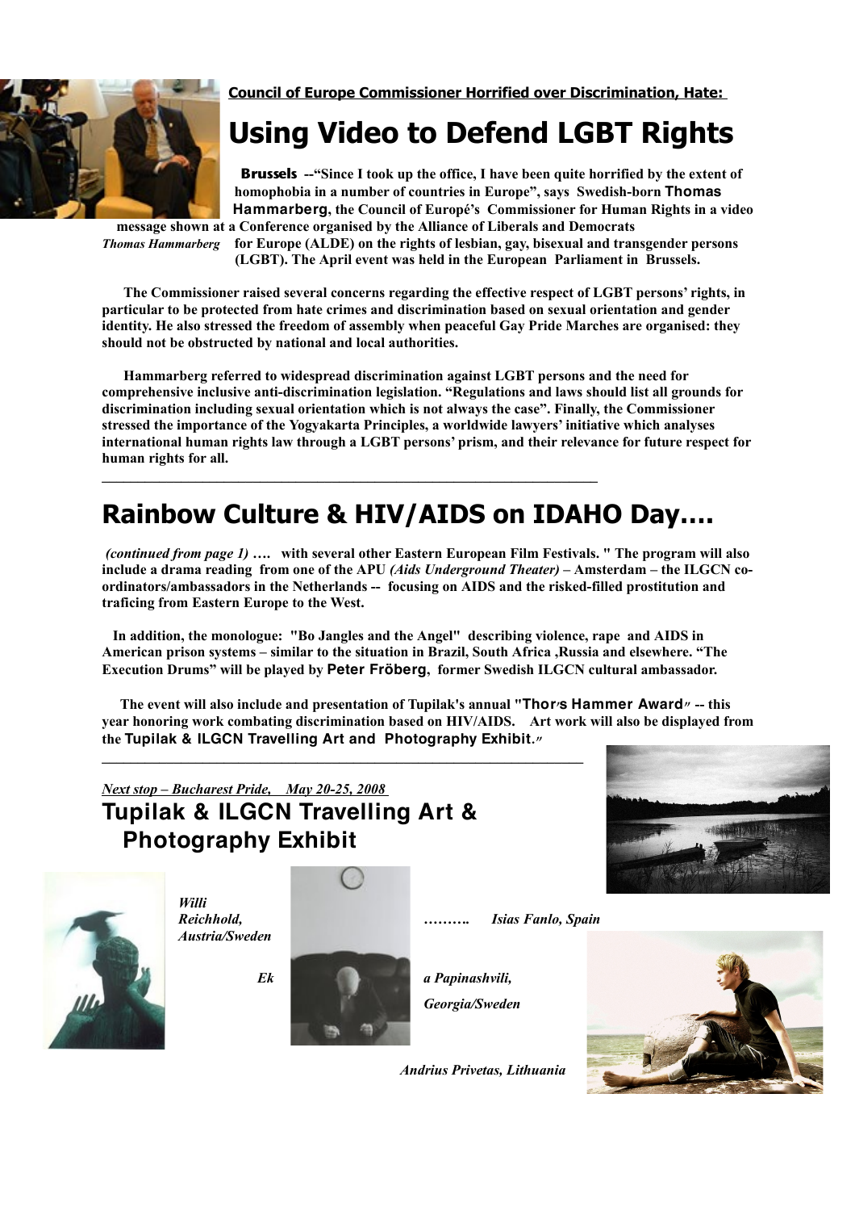**Council of Europe Commissioner Horrified over Discrimination, Hate:**

# Using Video to Defend LGBT Rights

**Brussels** --"Since I took up the office, I have been quite horrified by the extent of homophobia in a number of countries in Europe", says Swedish-born **Thomas Hammarberg**, the Council of Europé's Commissioner for Human Rights in a video message shown at a Conference organised by the Alliance of Liberals and Democrats for Europe (ALDE) on the rights of lesbian, gay, bisexual and transgender persons (LGBT). The April event was held in the European Parliament in Brussels.

*Thomas Hammarberg*

The Commissioner raised several concerns regarding the effective respect of LGBT persons' rights, in particular to be protected from hate crimes and discrimination based on sexual orientation and gender identity. He also stressed the freedom of assembly when peaceful Gay Pride Marches are organised: they should not be obstructed by national and local authorities.

Hammarberg referred to widespread discrimination against LGBT persons and the need for comprehensive inclusive anti-discrimination legislation. "Regulations and laws should list all grounds for discrimination including sexual orientation which is not always the case". Finally, the Commissioner stressed the importance of the Yogyakarta Principles, a worldwide lawyers' initiative which analyses international human rights law through a LGBT persons' prism, and their relevance for future respect for human rights for all.

---

# Rainbow Culture & HIV/AIDS on IDAHO Day….

*(continued from page 1)* …. with several other Eastern European Film Festivals. " The program will also include a drama reading from one of the APU *(Aids Underground Theater)* – Amsterdam – the ILGCN co-ordinators/ambassadors in the Netherlands -- focusing on AIDS and the risked-filled prostitution and traficing from Eastern Europe to the West.

In addition, the monologue: "Bo Jangles and the Angel" describing violence, rape and AIDS in American prison systems – similar to the situation in Brazil, South Africa ,Russia and elsewhere. "The Execution Drums" will be played by **Peter Fröberg**, former Swedish ILGCN cultural ambassador.

The event will also include and presentation of Tupilak's annual "**Thor's Hammer Award**" -- this year honoring work combating discrimination based on HIV/AIDS. Art work will also be displayed from the **Tupilak & ILGCN Travelling Art and Photography Exhibit**."

---

*Next stop – Bucharest Pride, May 20-25, 2008*

## Tupilak & ILGCN Travelling Art & Photography Exhibit

*Willi Reichhold, Austria/Sweden*

*………. Isias Fanlo, Spain*

*Eka Papinashvili, Georgia/Sweden*

*Andrius Privetas, Lithuania*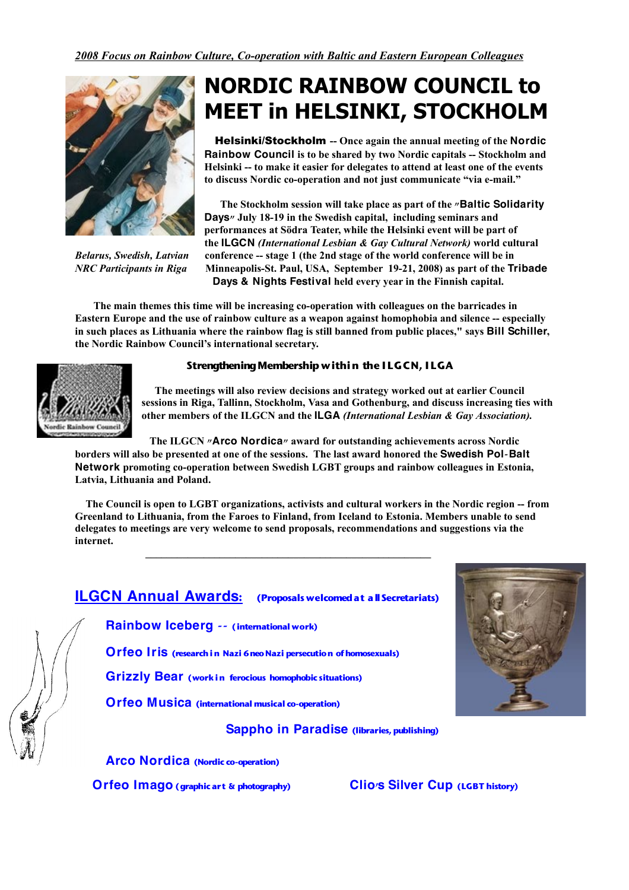*2008 Focus on Rainbow Culture, Co-operation with Baltic and Eastern European Colleagues*

# NORDIC RAINBOW COUNCIL to MEET in HELSINKI, STOCKHOLM

*Belarus, Swedish, Latvian NRC Participants in Riga*

**Helsinki/Stockholm** -- Once again the annual meeting of the **Nordic Rainbow Council** is to be shared by two Nordic capitals -- Stockholm and Helsinki -- to make it easier for delegates to attend at least one of the events to discuss Nordic co-operation and not just communicate "via e-mail."

The Stockholm session will take place as part of the "**Baltic Solidarity Days**" July 18-19 in the Swedish capital, including seminars and performances at Södra Teater, while the Helsinki event will be part of the **ILGCN** *(International Lesbian & Gay Cultural Network)* world cultural conference -- stage 1 (the 2nd stage of the world conference will be in Minneapolis-St. Paul, USA, September 19-21, 2008) as part of the **Tribade Days & Nights Festival** held every year in the Finnish capital.

The main themes this time will be increasing co-operation with colleagues on the barricades in Eastern Europe and the use of rainbow culture as a weapon against homophobia and silence -- especially in such places as Lithuania where the rainbow flag is still banned from public places," says **Bill Schiller**, the Nordic Rainbow Council's international secretary.

### Strengthening Membership within the ILGCN, ILGA

The meetings will also review decisions and strategy worked out at earlier Council sessions in Riga, Tallinn, Stockholm, Vasa and Gothenburg, and discuss increasing ties with other members of the ILGCN and the **ILGA** *(International Lesbian & Gay Association).*

The ILGCN "**Arco Nordica**" award for outstanding achievements across Nordic borders will also be presented at one of the sessions. The last award honored the **Swedish Pol-Balt Network** promoting co-operation between Swedish LGBT groups and rainbow colleagues in Estonia, Latvia, Lithuania and Poland.

The Council is open to LGBT organizations, activists and cultural workers in the Nordic region -- from Greenland to Lithuania, from the Faroes to Finland, from Iceland to Estonia. Members unable to send delegates to meetings are very welcome to send proposals, recommendations and suggestions via the internet.

---

## ILGCN Annual Awards: (Proposals welcomed at all Secretariats)

- **Rainbow Iceberg** -- (international work)
- **Orfeo Iris** (research in Nazi & neo Nazi persecution of homosexuals)
- **Grizzly Bear** (work in ferocious homophobic situations)
- **Orfeo Musica** (international musical co-operation)
- **Sappho in Paradise** (libraries, publishing)
- **Arco Nordica** (Nordic co-operation)
- **Orfeo Imago** (graphic art & photography)
- **Clio's Silver Cup** (LGBT history)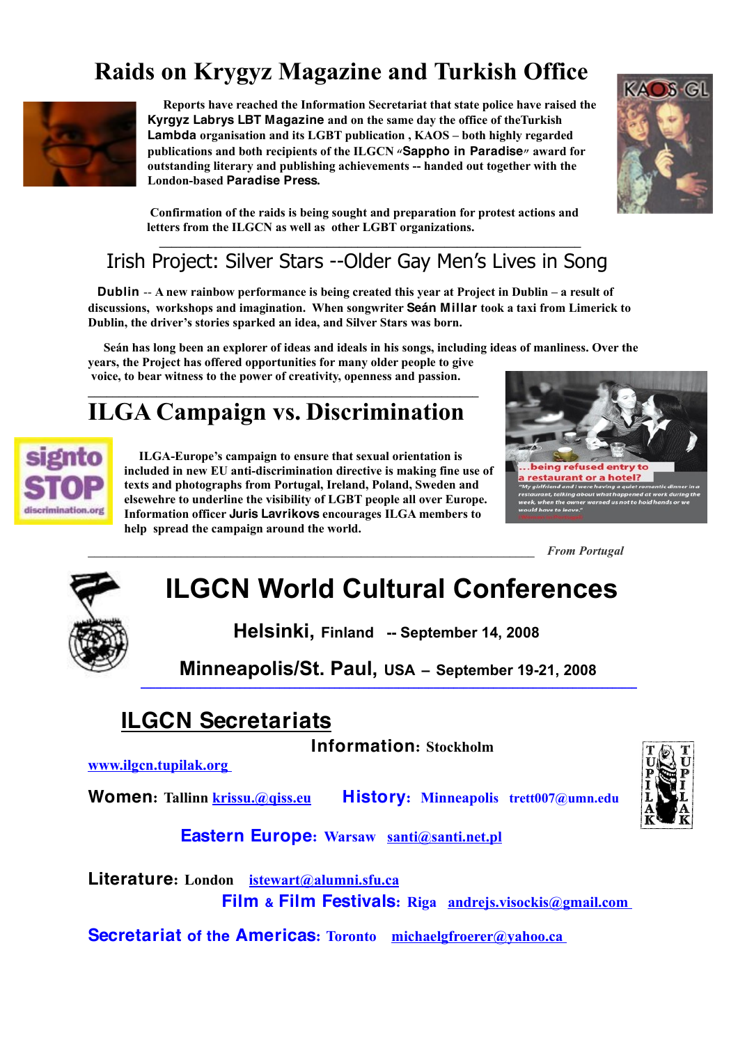# Raids on Krygyz Magazine and Turkish Office

Reports have reached the Information Secretariat that state police have raised the **Kyrgyz Labrys LBT Magazine** and on the same day the office of theTurkish **Lambda** organisation and its LGBT publication , KAOS – both highly regarded publications and both recipients of the ILGCN "**Sappho in Paradise**" award for outstanding literary and publishing achievements -- handed out together with the London-based **Paradise Press.**

Confirmation of the raids is being sought and preparation for protest actions and letters from the ILGCN as well as other LGBT organizations.

## Irish Project: Silver Stars --Older Gay Men's Lives in Song

**Dublin** -- A new rainbow performance is being created this year at Project in Dublin – a result of discussions, workshops and imagination. When songwriter **Seán Millar** took a taxi from Limerick to Dublin, the driver's stories sparked an idea, and Silver Stars was born.

Seán has long been an explorer of ideas and ideals in his songs, including ideas of manliness. Over the years, the Project has offered opportunities for many older people to give voice, to bear witness to the power of creativity, openness and passion.

# ILGA Campaign vs. Discrimination

ILGA-Europe's campaign to ensure that sexual orientation is included in new EU anti-discrimination directive is making fine use of texts and photographs from Portugal, Ireland, Poland, Sweden and elsewehre to underline the visibility of LGBT people all over Europe. Information officer **Juris Lavrikovs** encourages ILGA members to help spread the campaign around the world.

*From Portugal*

# ILGCN World Cultural Conferences

**Helsinki, Finland -- September 14, 2008**

**Minneapolis/St. Paul, USA – September 19-21, 2008**

## ILGCN Secretariats

**Information:** Stockholm

www.ilgcn.tupilak.org

**Women:** Tallinn krissu.@qiss.eu

**History:** Minneapolis trett007@umn.edu

**Eastern Europe:** Warsaw santi@santi.net.pl

**Literature:** London istewart@alumni.sfu.ca

**Film & Film Festivals:** Riga andrejs.visockis@gmail.com

**Secretariat of the Americas:** Toronto michaelgfroerer@yahoo.ca